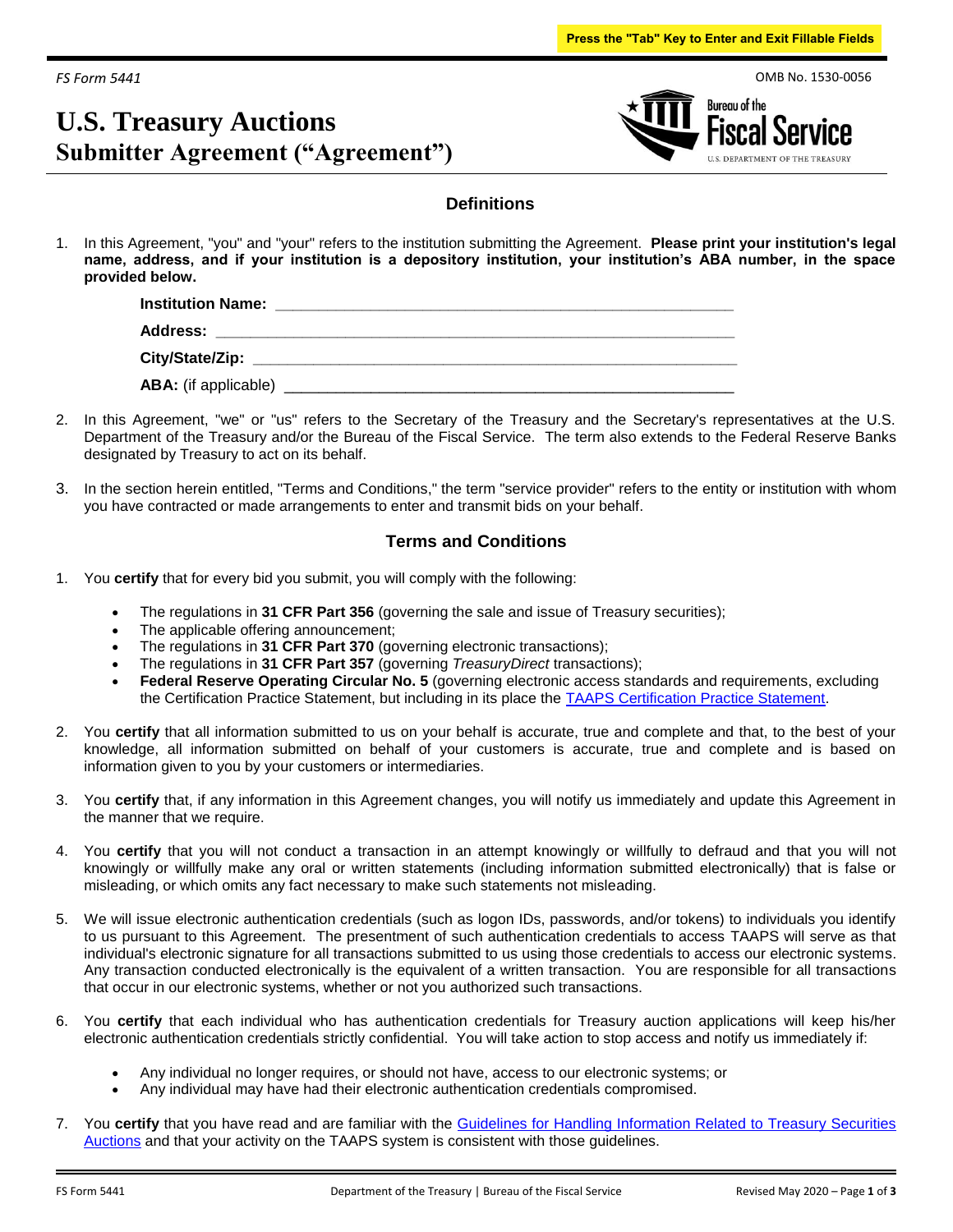Press the "Tab" Key to Enter and Exit Fillable Fields

*FS Form 5441*

OMB No. 1530-0056

# U.S. Treasury Auctions
## Submitter Agreement ("Agreement")

### Definitions

1. In this Agreement, "you" and "your" refers to the institution submitting the Agreement. **Please print your institution's legal name, address, and if your institution is a depository institution, your institution's ABA number, in the space provided below.**

   **Institution Name:** ______________________________________________________

   **Address:** ___________________________________________________________

   **City/State/Zip:** ______________________________________________________

   **ABA:** (if applicable) ___________________________________________________

2. In this Agreement, "we" or "us" refers to the Secretary of the Treasury and the Secretary's representatives at the U.S. Department of the Treasury and/or the Bureau of the Fiscal Service. The term also extends to the Federal Reserve Banks designated by Treasury to act on its behalf.

3. In the section herein entitled, "Terms and Conditions," the term "service provider" refers to the entity or institution with whom you have contracted or made arrangements to enter and transmit bids on your behalf.

### Terms and Conditions

1. You **certify** that for every bid you submit, you will comply with the following:
   - The regulations in **31 CFR Part 356** (governing the sale and issue of Treasury securities);
   - The applicable offering announcement;
   - The regulations in **31 CFR Part 370** (governing electronic transactions);
   - The regulations in **31 CFR Part 357** (governing *TreasuryDirect* transactions);
   - **Federal Reserve Operating Circular No. 5** (governing electronic access standards and requirements, excluding the Certification Practice Statement, but including in its place the TAAPS Certification Practice Statement.

2. You **certify** that all information submitted to us on your behalf is accurate, true and complete and that, to the best of your knowledge, all information submitted on behalf of your customers is accurate, true and complete and is based on information given to you by your customers or intermediaries.

3. You **certify** that, if any information in this Agreement changes, you will notify us immediately and update this Agreement in the manner that we require.

4. You **certify** that you will not conduct a transaction in an attempt knowingly or willfully to defraud and that you will not knowingly or willfully make any oral or written statements (including information submitted electronically) that is false or misleading, or which omits any fact necessary to make such statements not misleading.

5. We will issue electronic authentication credentials (such as logon IDs, passwords, and/or tokens) to individuals you identify to us pursuant to this Agreement. The presentment of such authentication credentials to access TAAPS will serve as that individual's electronic signature for all transactions submitted to us using those credentials to access our electronic systems. Any transaction conducted electronically is the equivalent of a written transaction. You are responsible for all transactions that occur in our electronic systems, whether or not you authorized such transactions.

6. You **certify** that each individual who has authentication credentials for Treasury auction applications will keep his/her electronic authentication credentials strictly confidential. You will take action to stop access and notify us immediately if:
   - Any individual no longer requires, or should not have, access to our electronic systems; or
   - Any individual may have had their electronic authentication credentials compromised.

7. You **certify** that you have read and are familiar with the Guidelines for Handling Information Related to Treasury Securities Auctions and that your activity on the TAAPS system is consistent with those guidelines.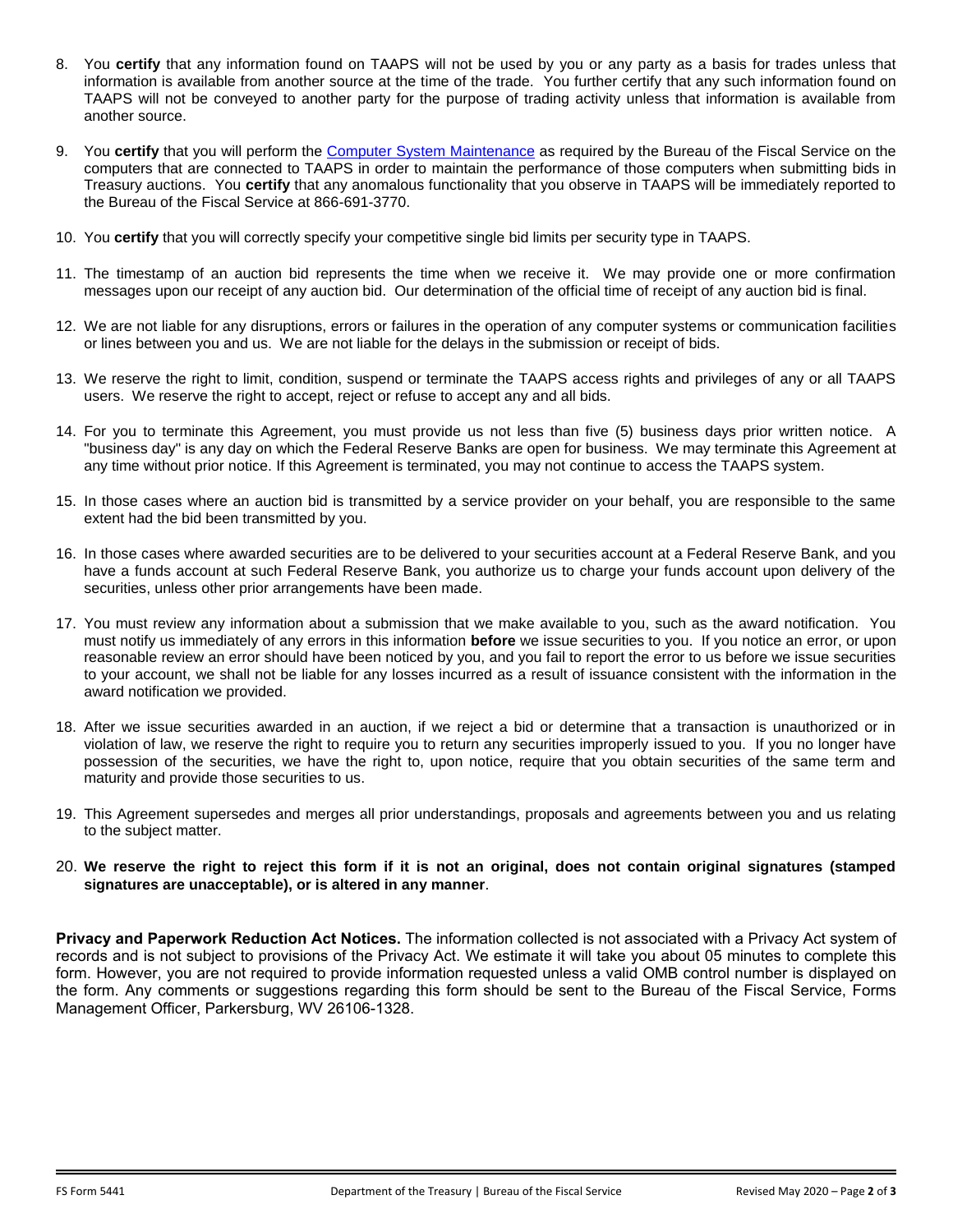8. You **certify** that any information found on TAAPS will not be used by you or any party as a basis for trades unless that information is available from another source at the time of the trade. You further certify that any such information found on TAAPS will not be conveyed to another party for the purpose of trading activity unless that information is available from another source.

9. You **certify** that you will perform the Computer System Maintenance as required by the Bureau of the Fiscal Service on the computers that are connected to TAAPS in order to maintain the performance of those computers when submitting bids in Treasury auctions. You **certify** that any anomalous functionality that you observe in TAAPS will be immediately reported to the Bureau of the Fiscal Service at 866-691-3770.

10. You **certify** that you will correctly specify your competitive single bid limits per security type in TAAPS.

11. The timestamp of an auction bid represents the time when we receive it. We may provide one or more confirmation messages upon our receipt of any auction bid. Our determination of the official time of receipt of any auction bid is final.

12. We are not liable for any disruptions, errors or failures in the operation of any computer systems or communication facilities or lines between you and us. We are not liable for the delays in the submission or receipt of bids.

13. We reserve the right to limit, condition, suspend or terminate the TAAPS access rights and privileges of any or all TAAPS users. We reserve the right to accept, reject or refuse to accept any and all bids.

14. For you to terminate this Agreement, you must provide us not less than five (5) business days prior written notice. A "business day" is any day on which the Federal Reserve Banks are open for business. We may terminate this Agreement at any time without prior notice. If this Agreement is terminated, you may not continue to access the TAAPS system.

15. In those cases where an auction bid is transmitted by a service provider on your behalf, you are responsible to the same extent had the bid been transmitted by you.

16. In those cases where awarded securities are to be delivered to your securities account at a Federal Reserve Bank, and you have a funds account at such Federal Reserve Bank, you authorize us to charge your funds account upon delivery of the securities, unless other prior arrangements have been made.

17. You must review any information about a submission that we make available to you, such as the award notification. You must notify us immediately of any errors in this information **before** we issue securities to you. If you notice an error, or upon reasonable review an error should have been noticed by you, and you fail to report the error to us before we issue securities to your account, we shall not be liable for any losses incurred as a result of issuance consistent with the information in the award notification we provided.

18. After we issue securities awarded in an auction, if we reject a bid or determine that a transaction is unauthorized or in violation of law, we reserve the right to require you to return any securities improperly issued to you. If you no longer have possession of the securities, we have the right to, upon notice, require that you obtain securities of the same term and maturity and provide those securities to us.

19. This Agreement supersedes and merges all prior understandings, proposals and agreements between you and us relating to the subject matter.

20. **We reserve the right to reject this form if it is not an original, does not contain original signatures (stamped signatures are unacceptable), or is altered in any manner**.

**Privacy and Paperwork Reduction Act Notices.** The information collected is not associated with a Privacy Act system of records and is not subject to provisions of the Privacy Act. We estimate it will take you about 05 minutes to complete this form. However, you are not required to provide information requested unless a valid OMB control number is displayed on the form. Any comments or suggestions regarding this form should be sent to the Bureau of the Fiscal Service, Forms Management Officer, Parkersburg, WV 26106-1328.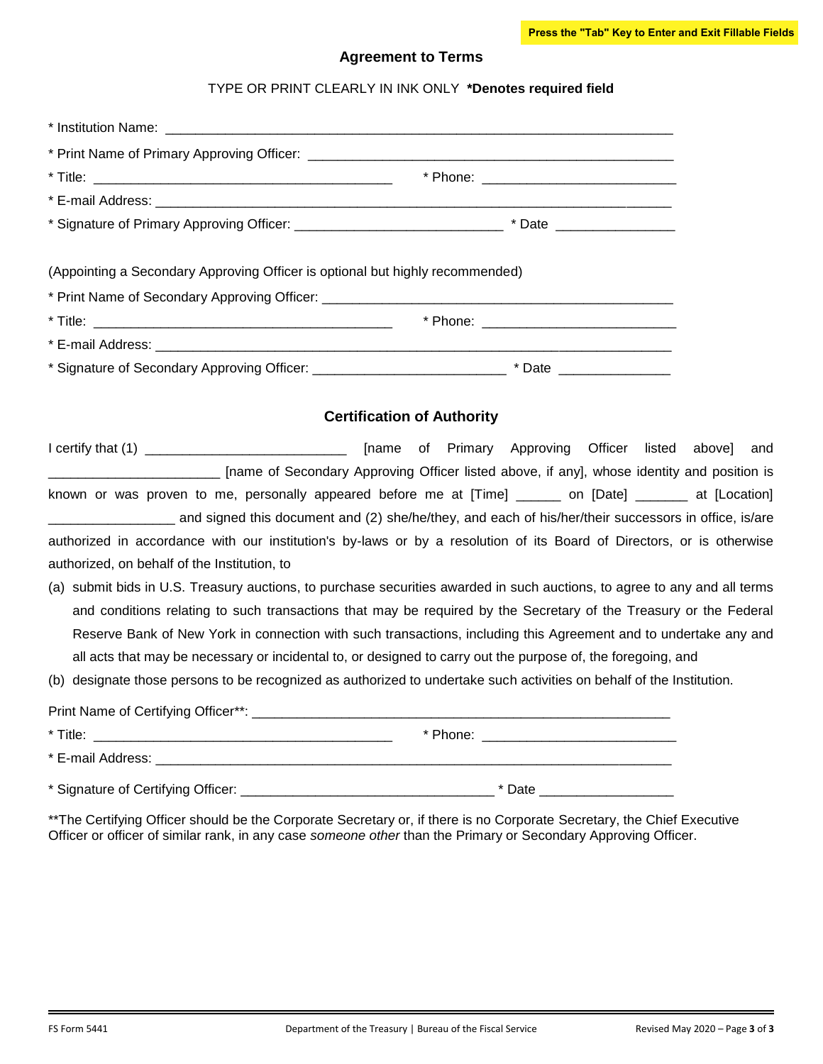Press the "Tab" Key to Enter and Exit Fillable Fields

## Agreement to Terms

TYPE OR PRINT CLEARLY IN INK ONLY **\*Denotes required field**

\* Institution Name: ______________________________________________________________________

\* Print Name of Primary Approving Officer: ____________________________________________________

\* Title: ________________________________________ \* Phone: _________________________

\* E-mail Address: _____________________________________________________________________

\* Signature of Primary Approving Officer: ___________________________ \* Date _______________

(Appointing a Secondary Approving Officer is optional but highly recommended)

\* Print Name of Secondary Approving Officer: __________________________________________________

\* Title: ________________________________________ \* Phone: _________________________

\* E-mail Address: _____________________________________________________________________

\* Signature of Secondary Approving Officer: _________________________ \* Date ______________

## Certification of Authority

I certify that (1) ___________________________ [name of Primary Approving Officer listed above] and ______________________ [name of Secondary Approving Officer listed above, if any], whose identity and position is known or was proven to me, personally appeared before me at [Time] ______ on [Date] _______ at [Location] ________________ and signed this document and (2) she/he/they, and each of his/her/their successors in office, is/are authorized in accordance with our institution's by-laws or by a resolution of its Board of Directors, or is otherwise authorized, on behalf of the Institution, to

(a) submit bids in U.S. Treasury auctions, to purchase securities awarded in such auctions, to agree to any and all terms and conditions relating to such transactions that may be required by the Secretary of the Treasury or the Federal Reserve Bank of New York in connection with such transactions, including this Agreement and to undertake any and all acts that may be necessary or incidental to, or designed to carry out the purpose of, the foregoing, and

(b) designate those persons to be recognized as authorized to undertake such activities on behalf of the Institution.

Print Name of Certifying Officer**: ______________________________________________________

\* Title: ________________________________________ \* Phone: _________________________

\* E-mail Address: _____________________________________________________________________

\* Signature of Certifying Officer: _________________________________ \* Date _________________

**The Certifying Officer should be the Corporate Secretary or, if there is no Corporate Secretary, the Chief Executive Officer or officer of similar rank, in any case *someone other* than the Primary or Secondary Approving Officer.